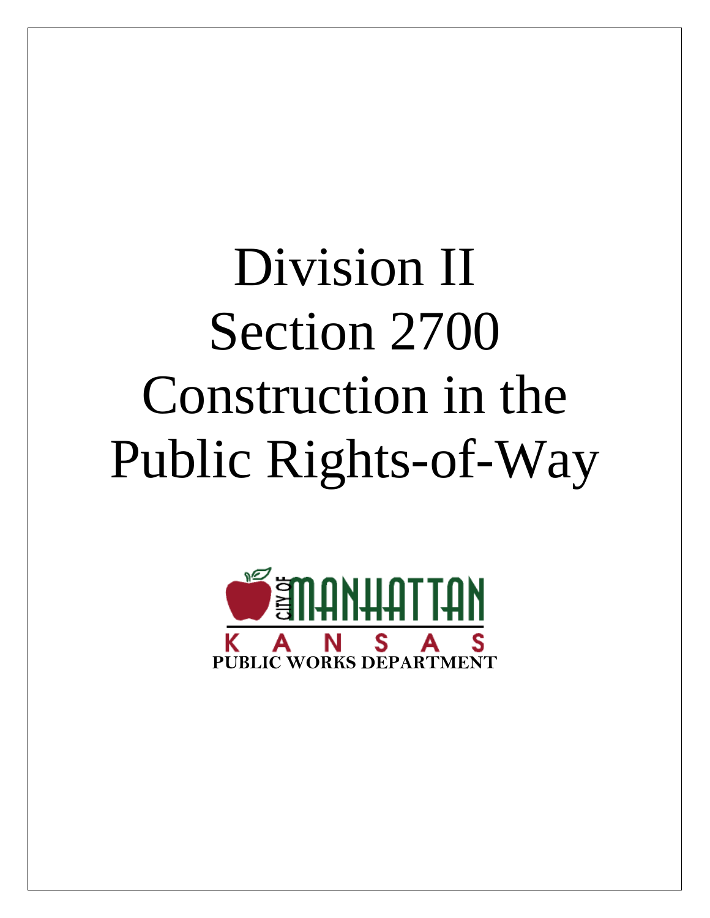# Division II
# Section 2700
# Construction in the Public Rights-of-Way

CITY OF MANHATTAN
KANSAS
PUBLIC WORKS DEPARTMENT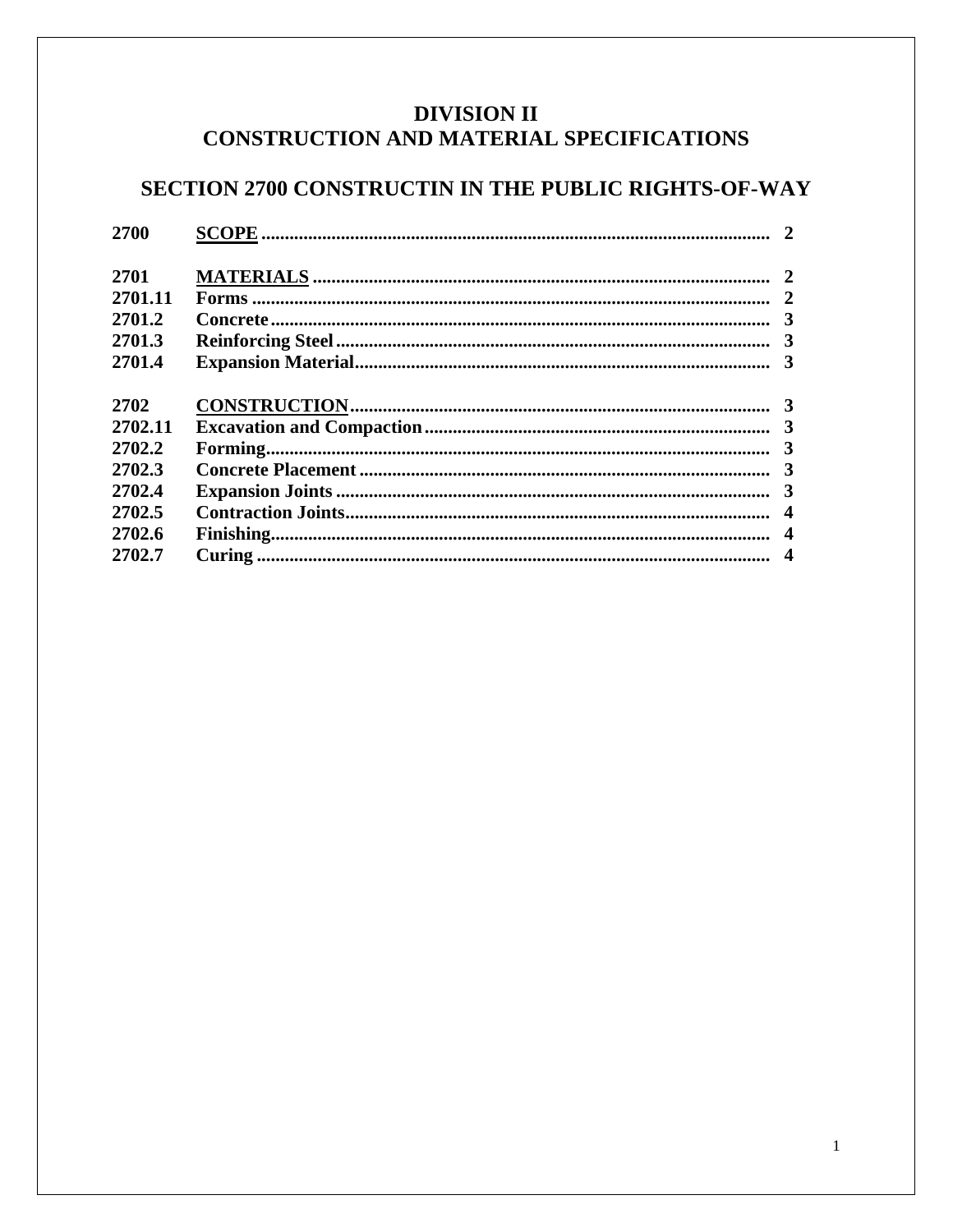# DIVISION II
# CONSTRUCTION AND MATERIAL SPECIFICATIONS

## SECTION 2700 CONSTRUCTIN IN THE PUBLIC RIGHTS-OF-WAY

| | | |
|---|---|---|
| **2700** | **SCOPE** | **2** |
| | | |
| **2701** | **MATERIALS** | **2** |
| **2701.11** | **Forms** | **2** |
| **2701.2** | **Concrete** | **3** |
| **2701.3** | **Reinforcing Steel** | **3** |
| **2701.4** | **Expansion Material** | **3** |
| | | |
| **2702** | **CONSTRUCTION** | **3** |
| **2702.11** | **Excavation and Compaction** | **3** |
| **2702.2** | **Forming** | **3** |
| **2702.3** | **Concrete Placement** | **3** |
| **2702.4** | **Expansion Joints** | **3** |
| **2702.5** | **Contraction Joints** | **4** |
| **2702.6** | **Finishing** | **4** |
| **2702.7** | **Curing** | **4** |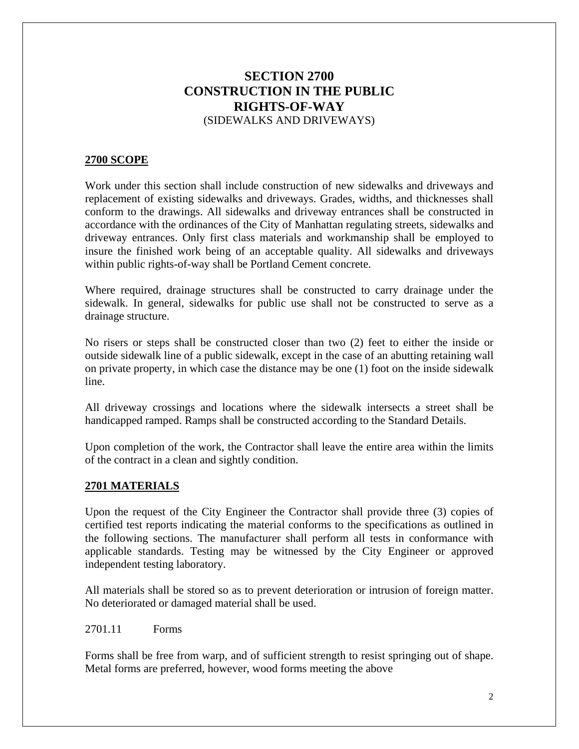# SECTION 2700
# CONSTRUCTION IN THE PUBLIC RIGHTS-OF-WAY
(SIDEWALKS AND DRIVEWAYS)

## 2700 SCOPE

Work under this section shall include construction of new sidewalks and driveways and replacement of existing sidewalks and driveways. Grades, widths, and thicknesses shall conform to the drawings. All sidewalks and driveway entrances shall be constructed in accordance with the ordinances of the City of Manhattan regulating streets, sidewalks and driveway entrances. Only first class materials and workmanship shall be employed to insure the finished work being of an acceptable quality. All sidewalks and driveways within public rights-of-way shall be Portland Cement concrete.

Where required, drainage structures shall be constructed to carry drainage under the sidewalk. In general, sidewalks for public use shall not be constructed to serve as a drainage structure.

No risers or steps shall be constructed closer than two (2) feet to either the inside or outside sidewalk line of a public sidewalk, except in the case of an abutting retaining wall on private property, in which case the distance may be one (1) foot on the inside sidewalk line.

All driveway crossings and locations where the sidewalk intersects a street shall be handicapped ramped. Ramps shall be constructed according to the Standard Details.

Upon completion of the work, the Contractor shall leave the entire area within the limits of the contract in a clean and sightly condition.

## 2701 MATERIALS

Upon the request of the City Engineer the Contractor shall provide three (3) copies of certified test reports indicating the material conforms to the specifications as outlined in the following sections. The manufacturer shall perform all tests in conformance with applicable standards. Testing may be witnessed by the City Engineer or approved independent testing laboratory.

All materials shall be stored so as to prevent deterioration or intrusion of foreign matter. No deteriorated or damaged material shall be used.

2701.11 Forms

Forms shall be free from warp, and of sufficient strength to resist springing out of shape. Metal forms are preferred, however, wood forms meeting the above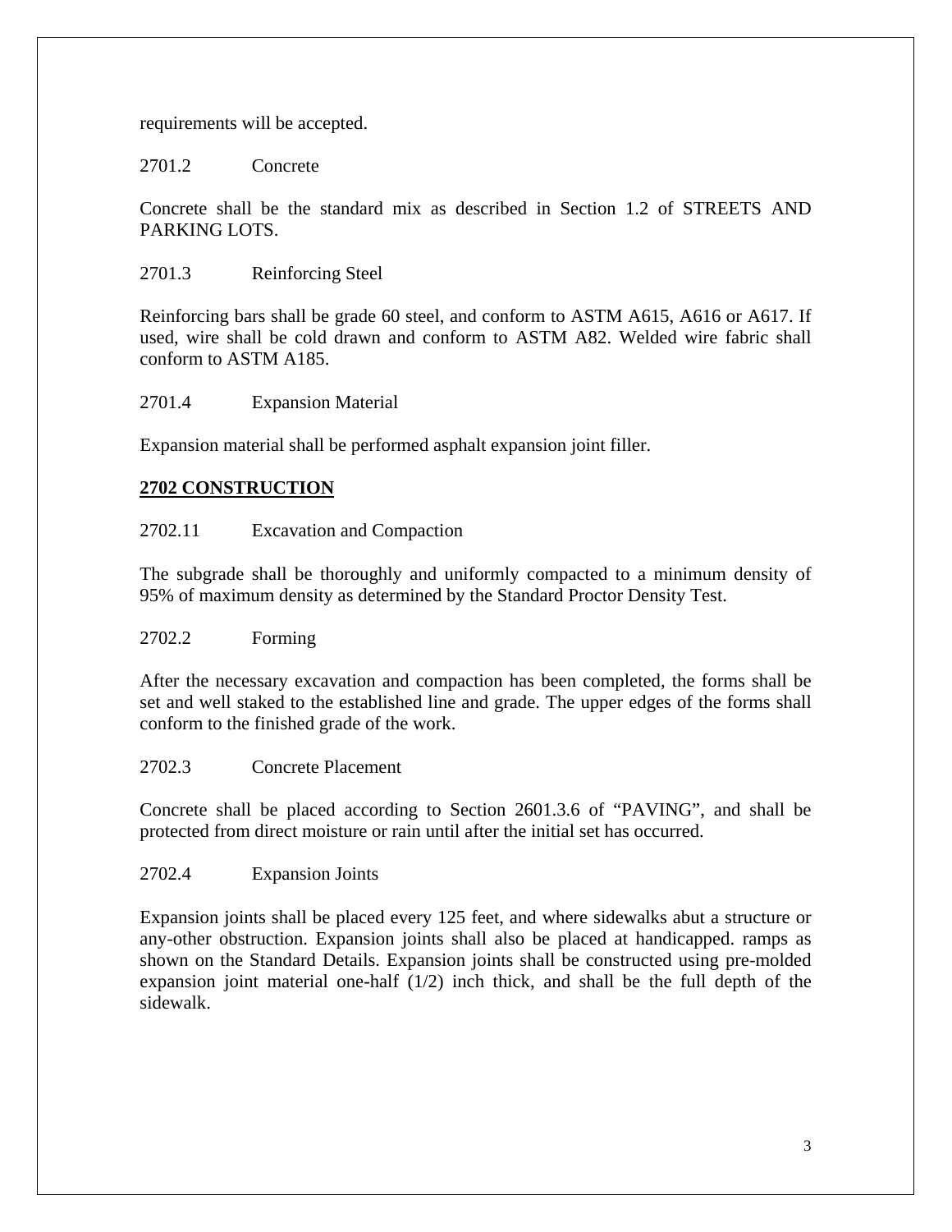requirements will be accepted.

2701.2 Concrete

Concrete shall be the standard mix as described in Section 1.2 of STREETS AND PARKING LOTS.

2701.3 Reinforcing Steel

Reinforcing bars shall be grade 60 steel, and conform to ASTM A615, A616 or A617. If used, wire shall be cold drawn and conform to ASTM A82. Welded wire fabric shall conform to ASTM A185.

2701.4 Expansion Material

Expansion material shall be performed asphalt expansion joint filler.

## **2702 CONSTRUCTION**

2702.11 Excavation and Compaction

The subgrade shall be thoroughly and uniformly compacted to a minimum density of 95% of maximum density as determined by the Standard Proctor Density Test.

2702.2 Forming

After the necessary excavation and compaction has been completed, the forms shall be set and well staked to the established line and grade. The upper edges of the forms shall conform to the finished grade of the work.

2702.3 Concrete Placement

Concrete shall be placed according to Section 2601.3.6 of "PAVING", and shall be protected from direct moisture or rain until after the initial set has occurred.

2702.4 Expansion Joints

Expansion joints shall be placed every 125 feet, and where sidewalks abut a structure or any-other obstruction. Expansion joints shall also be placed at handicapped. ramps as shown on the Standard Details. Expansion joints shall be constructed using pre-molded expansion joint material one-half (1/2) inch thick, and shall be the full depth of the sidewalk.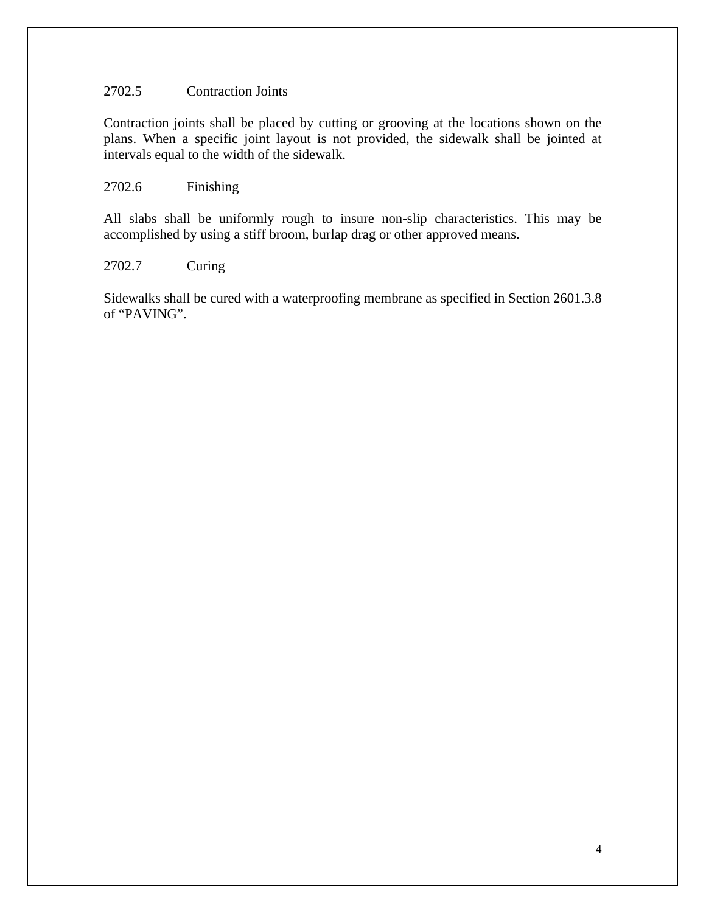### 2702.5 Contraction Joints

Contraction joints shall be placed by cutting or grooving at the locations shown on the plans. When a specific joint layout is not provided, the sidewalk shall be jointed at intervals equal to the width of the sidewalk.

### 2702.6 Finishing

All slabs shall be uniformly rough to insure non-slip characteristics. This may be accomplished by using a stiff broom, burlap drag or other approved means.

### 2702.7 Curing

Sidewalks shall be cured with a waterproofing membrane as specified in Section 2601.3.8 of "PAVING".